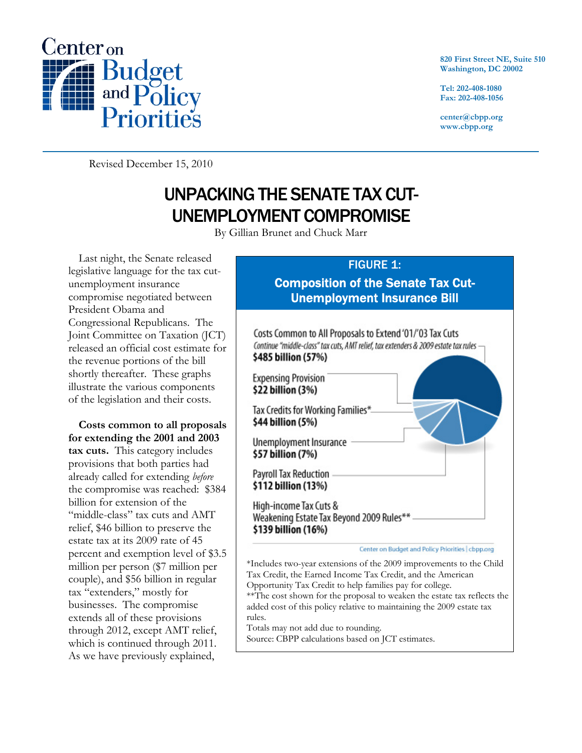Center on Budget and Policy Priorities

820 First Street NE, Suite 510
Washington, DC 20002

Tel: 202-408-1080
Fax: 202-408-1056

center@cbpp.org
www.cbpp.org

Revised December 15, 2010

# UNPACKING THE SENATE TAX CUT-UNEMPLOYMENT COMPROMISE

By Gillian Brunet and Chuck Marr

Last night, the Senate released legislative language for the tax cut-unemployment insurance compromise negotiated between President Obama and Congressional Republicans. The Joint Committee on Taxation (JCT) released an official cost estimate for the revenue portions of the bill shortly thereafter. These graphs illustrate the various components of the legislation and their costs.

**Costs common to all proposals for extending the 2001 and 2003 tax cuts.** This category includes provisions that both parties had already called for extending *before* the compromise was reached: $384 billion for extension of the "middle-class" tax cuts and AMT relief, $46 billion to preserve the estate tax at its 2009 rate of 45 percent and exemption level of $3.5 million per person ($7 million per couple), and $56 billion in regular tax "extenders," mostly for businesses. The compromise extends all of these provisions through 2012, except AMT relief, which is continued through 2011. As we have previously explained,

**FIGURE 1: Composition of the Senate Tax Cut-Unemployment Insurance Bill**

- Costs Common to All Proposals to Extend '01/'03 Tax Cuts — *Continue "middle-class" tax cuts, AMT relief, tax extenders & 2009 estate tax rules* — **$485 billion (57%)**
- Expensing Provision — **$22 billion (3%)**
- Tax Credits for Working Families* — **$44 billion (5%)**
- Unemployment Insurance — **$57 billion (7%)**
- Payroll Tax Reduction — **$112 billion (13%)**
- High-income Tax Cuts & Weakening Estate Tax Beyond 2009 Rules** — **$139 billion (16%)**

Center on Budget and Policy Priorities | cbpp.org

*Includes two-year extensions of the 2009 improvements to the Child Tax Credit, the Earned Income Tax Credit, and the American Opportunity Tax Credit to help families pay for college.
**The cost shown for the proposal to weaken the estate tax reflects the added cost of this policy relative to maintaining the 2009 estate tax rules.
Totals may not add due to rounding.
Source: CBPP calculations based on JCT estimates.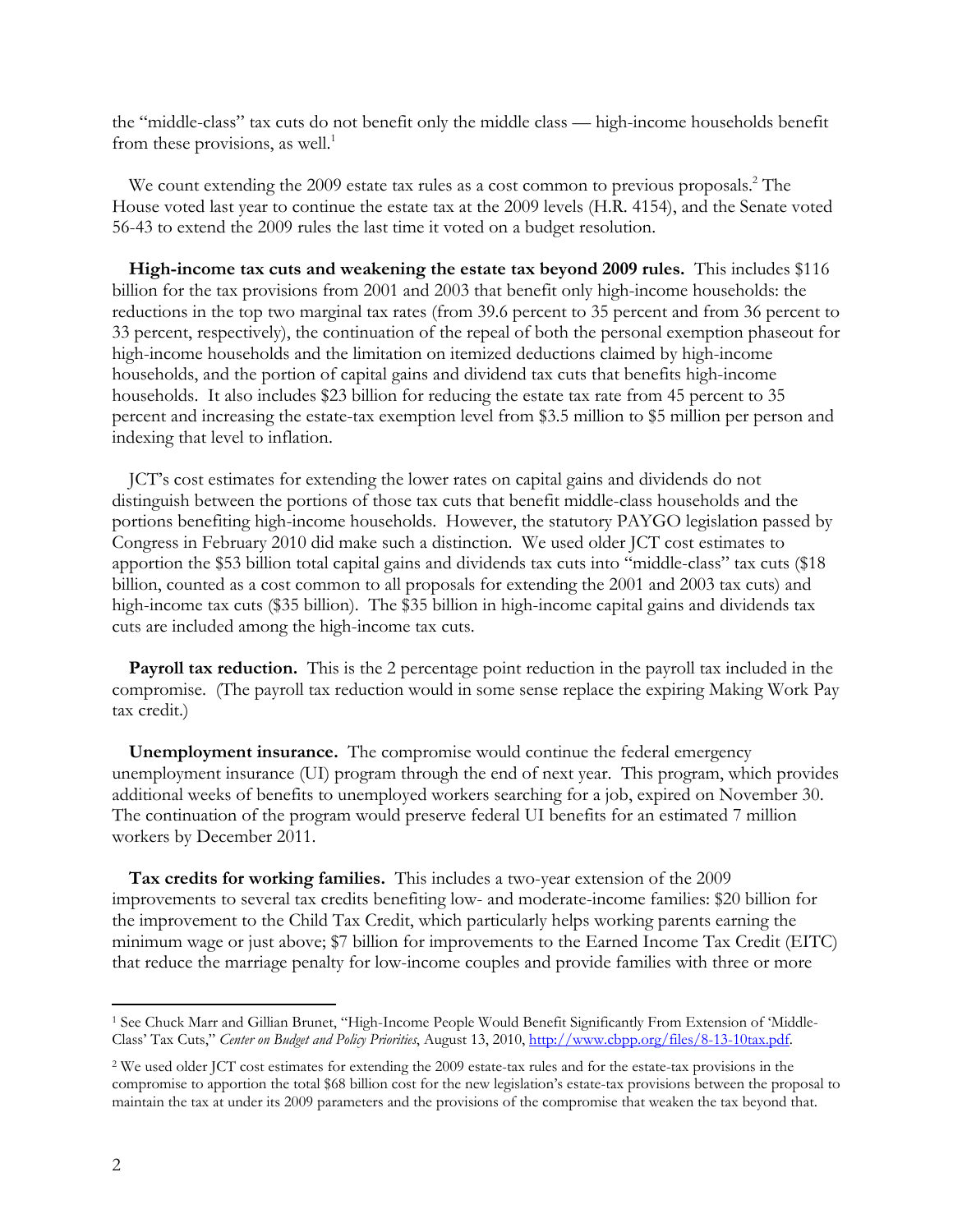the "middle-class" tax cuts do not benefit only the middle class — high-income households benefit from these provisions, as well.[1]

We count extending the 2009 estate tax rules as a cost common to previous proposals.[2] The House voted last year to continue the estate tax at the 2009 levels (H.R. 4154), and the Senate voted 56-43 to extend the 2009 rules the last time it voted on a budget resolution.

**High-income tax cuts and weakening the estate tax beyond 2009 rules.** This includes $116 billion for the tax provisions from 2001 and 2003 that benefit only high-income households: the reductions in the top two marginal tax rates (from 39.6 percent to 35 percent and from 36 percent to 33 percent, respectively), the continuation of the repeal of both the personal exemption phaseout for high-income households and the limitation on itemized deductions claimed by high-income households, and the portion of capital gains and dividend tax cuts that benefits high-income households. It also includes $23 billion for reducing the estate tax rate from 45 percent to 35 percent and increasing the estate-tax exemption level from $3.5 million to $5 million per person and indexing that level to inflation.

JCT's cost estimates for extending the lower rates on capital gains and dividends do not distinguish between the portions of those tax cuts that benefit middle-class households and the portions benefiting high-income households. However, the statutory PAYGO legislation passed by Congress in February 2010 did make such a distinction. We used older JCT cost estimates to apportion the $53 billion total capital gains and dividends tax cuts into "middle-class" tax cuts ($18 billion, counted as a cost common to all proposals for extending the 2001 and 2003 tax cuts) and high-income tax cuts ($35 billion). The $35 billion in high-income capital gains and dividends tax cuts are included among the high-income tax cuts.

**Payroll tax reduction.** This is the 2 percentage point reduction in the payroll tax included in the compromise. (The payroll tax reduction would in some sense replace the expiring Making Work Pay tax credit.)

**Unemployment insurance.** The compromise would continue the federal emergency unemployment insurance (UI) program through the end of next year. This program, which provides additional weeks of benefits to unemployed workers searching for a job, expired on November 30. The continuation of the program would preserve federal UI benefits for an estimated 7 million workers by December 2011.

**Tax credits for working families.** This includes a two-year extension of the 2009 improvements to several tax credits benefiting low- and moderate-income families: $20 billion for the improvement to the Child Tax Credit, which particularly helps working parents earning the minimum wage or just above; $7 billion for improvements to the Earned Income Tax Credit (EITC) that reduce the marriage penalty for low-income couples and provide families with three or more

---

[1] See Chuck Marr and Gillian Brunet, "High-Income People Would Benefit Significantly From Extension of 'Middle-Class' Tax Cuts," *Center on Budget and Policy Priorities*, August 13, 2010, http://www.cbpp.org/files/8-13-10tax.pdf.

[2] We used older JCT cost estimates for extending the 2009 estate-tax rules and for the estate-tax provisions in the compromise to apportion the total $68 billion cost for the new legislation's estate-tax provisions between the proposal to maintain the tax at under its 2009 parameters and the provisions of the compromise that weaken the tax beyond that.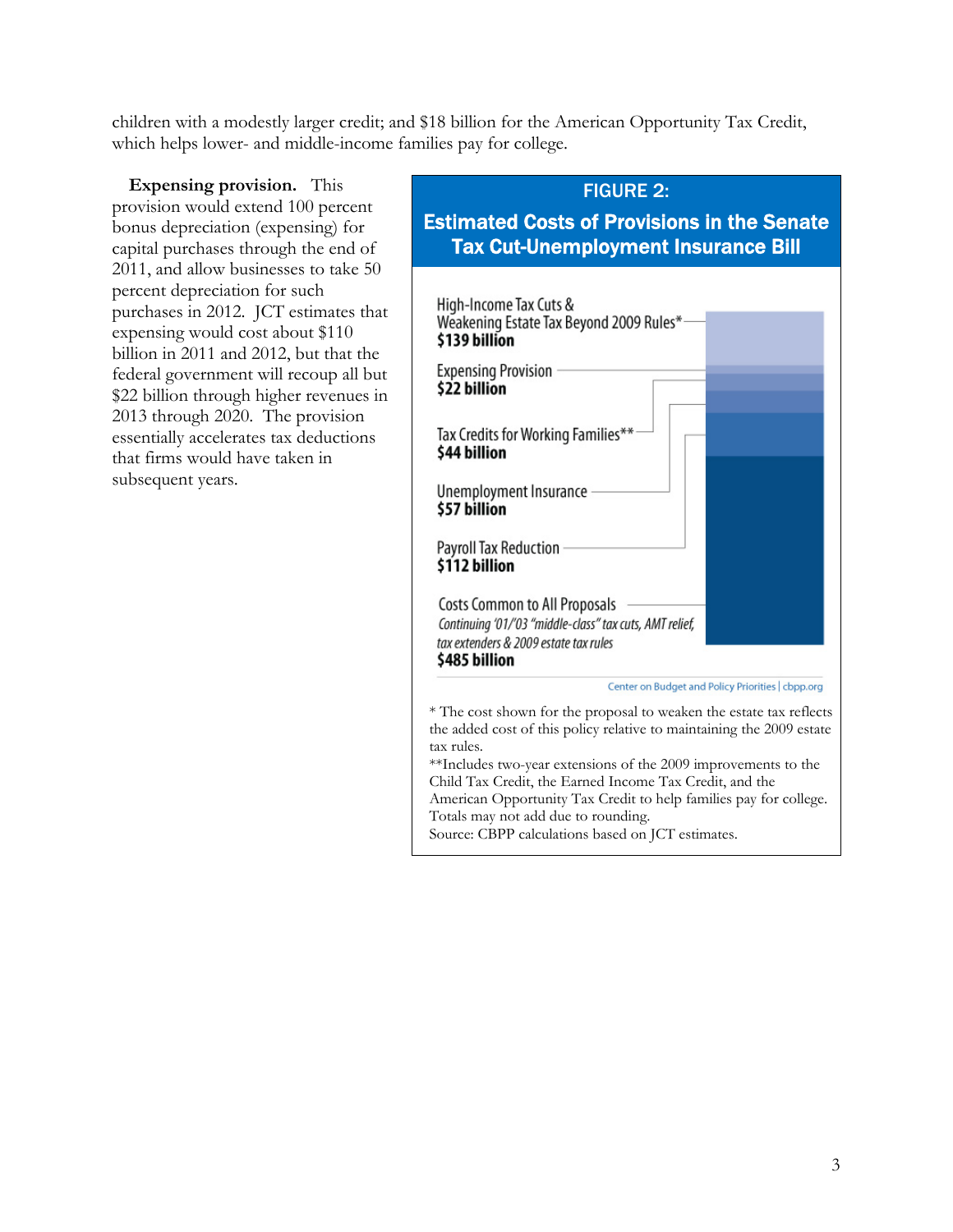children with a modestly larger credit; and $18 billion for the American Opportunity Tax Credit, which helps lower- and middle-income families pay for college.

**Expensing provision.** This provision would extend 100 percent bonus depreciation (expensing) for capital purchases through the end of 2011, and allow businesses to take 50 percent depreciation for such purchases in 2012. JCT estimates that expensing would cost about $110 billion in 2011 and 2012, but that the federal government will recoup all but $22 billion through higher revenues in 2013 through 2020. The provision essentially accelerates tax deductions that firms would have taken in subsequent years.

**FIGURE 2:**
**Estimated Costs of Provisions in the Senate Tax Cut-Unemployment Insurance Bill**

High-Income Tax Cuts & Weakening Estate Tax Beyond 2009 Rules*
**$139 billion**

Expensing Provision
**$22 billion**

Tax Credits for Working Families**
**$44 billion**

Unemployment Insurance
**$57 billion**

Payroll Tax Reduction
**$112 billion**

Costs Common to All Proposals
*Continuing '01/'03 "middle-class" tax cuts, AMT relief, tax extenders & 2009 estate tax rules*
**$485 billion**

Center on Budget and Policy Priorities | cbpp.org

\* The cost shown for the proposal to weaken the estate tax reflects the added cost of this policy relative to maintaining the 2009 estate tax rules.
\*\*Includes two-year extensions of the 2009 improvements to the Child Tax Credit, the Earned Income Tax Credit, and the American Opportunity Tax Credit to help families pay for college.
Totals may not add due to rounding.
Source: CBPP calculations based on JCT estimates.